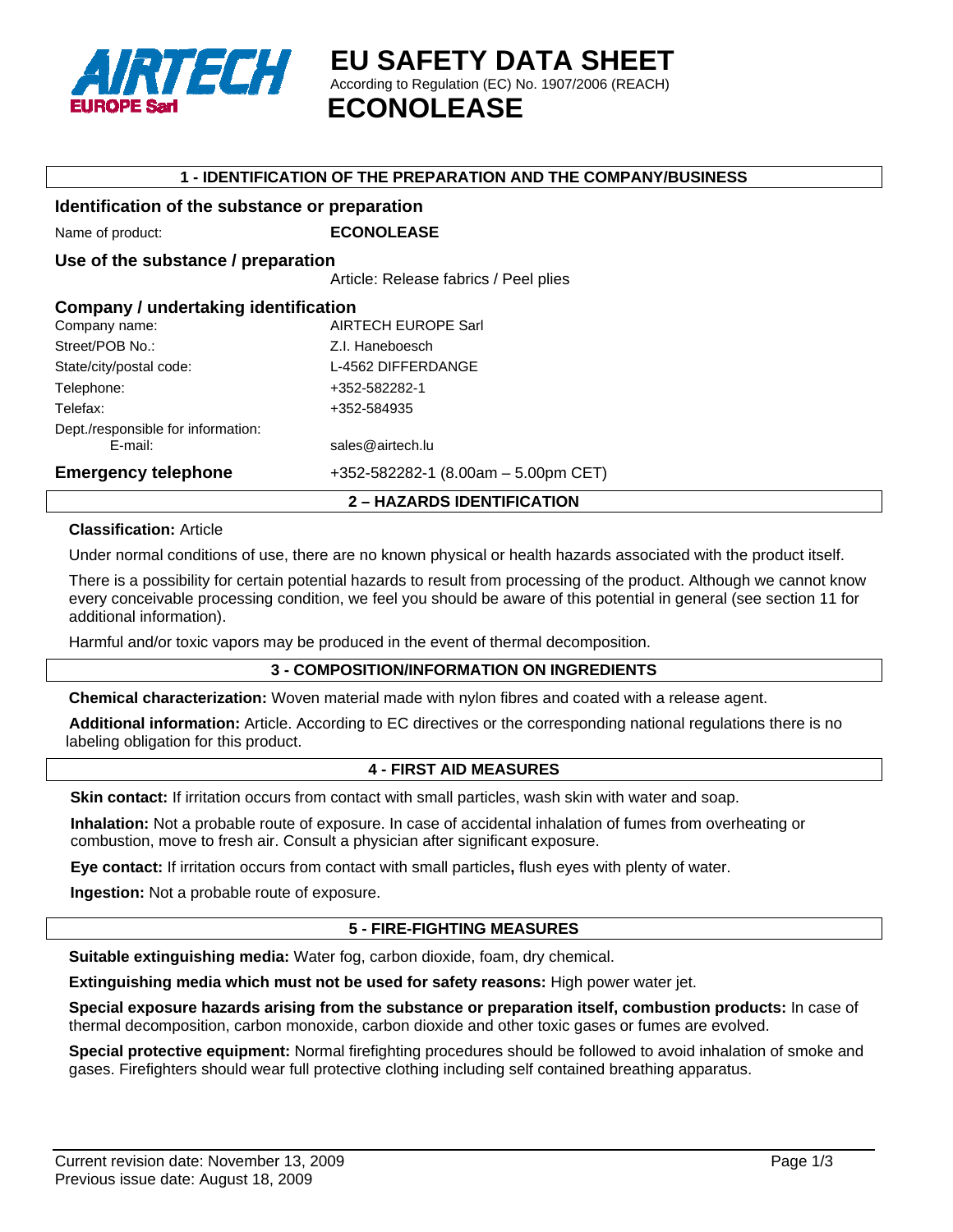AIRTECH EUROPE Sarl

# EU SAFETY DATA SHEET

According to Regulation (EC) No. 1907/2006 (REACH)

# ECONOLEASE

## 1 - IDENTIFICATION OF THE PREPARATION AND THE COMPANY/BUSINESS

### Identification of the substance or preparation

Name of product: **ECONOLEASE**

### Use of the substance / preparation

Article: Release fabrics / Peel plies

### Company / undertaking identification

| | |
|---|---|
| Company name: | AIRTECH EUROPE Sarl |
| Street/POB No.: | Z.I. Haneboesch |
| State/city/postal code: | L-4562 DIFFERDANGE |
| Telephone: | +352-582282-1 |
| Telefax: | +352-584935 |
| Dept./responsible for information: E-mail: | sales@airtech.lu |

**Emergency telephone** +352-582282-1 (8.00am – 5.00pm CET)

## 2 – HAZARDS IDENTIFICATION

**Classification:** Article

Under normal conditions of use, there are no known physical or health hazards associated with the product itself.

There is a possibility for certain potential hazards to result from processing of the product. Although we cannot know every conceivable processing condition, we feel you should be aware of this potential in general (see section 11 for additional information).

Harmful and/or toxic vapors may be produced in the event of thermal decomposition.

## 3 - COMPOSITION/INFORMATION ON INGREDIENTS

**Chemical characterization:** Woven material made with nylon fibres and coated with a release agent.

**Additional information:** Article. According to EC directives or the corresponding national regulations there is no labeling obligation for this product.

## 4 - FIRST AID MEASURES

**Skin contact:** If irritation occurs from contact with small particles, wash skin with water and soap.

**Inhalation:** Not a probable route of exposure. In case of accidental inhalation of fumes from overheating or combustion, move to fresh air. Consult a physician after significant exposure.

**Eye contact:** If irritation occurs from contact with small particles**,** flush eyes with plenty of water.

**Ingestion:** Not a probable route of exposure.

## 5 - FIRE-FIGHTING MEASURES

**Suitable extinguishing media:** Water fog, carbon dioxide, foam, dry chemical.

**Extinguishing media which must not be used for safety reasons:** High power water jet.

**Special exposure hazards arising from the substance or preparation itself, combustion products:** In case of thermal decomposition, carbon monoxide, carbon dioxide and other toxic gases or fumes are evolved.

**Special protective equipment:** Normal firefighting procedures should be followed to avoid inhalation of smoke and gases. Firefighters should wear full protective clothing including self contained breathing apparatus.

Current revision date: November 13, 2009
Previous issue date: August 18, 2009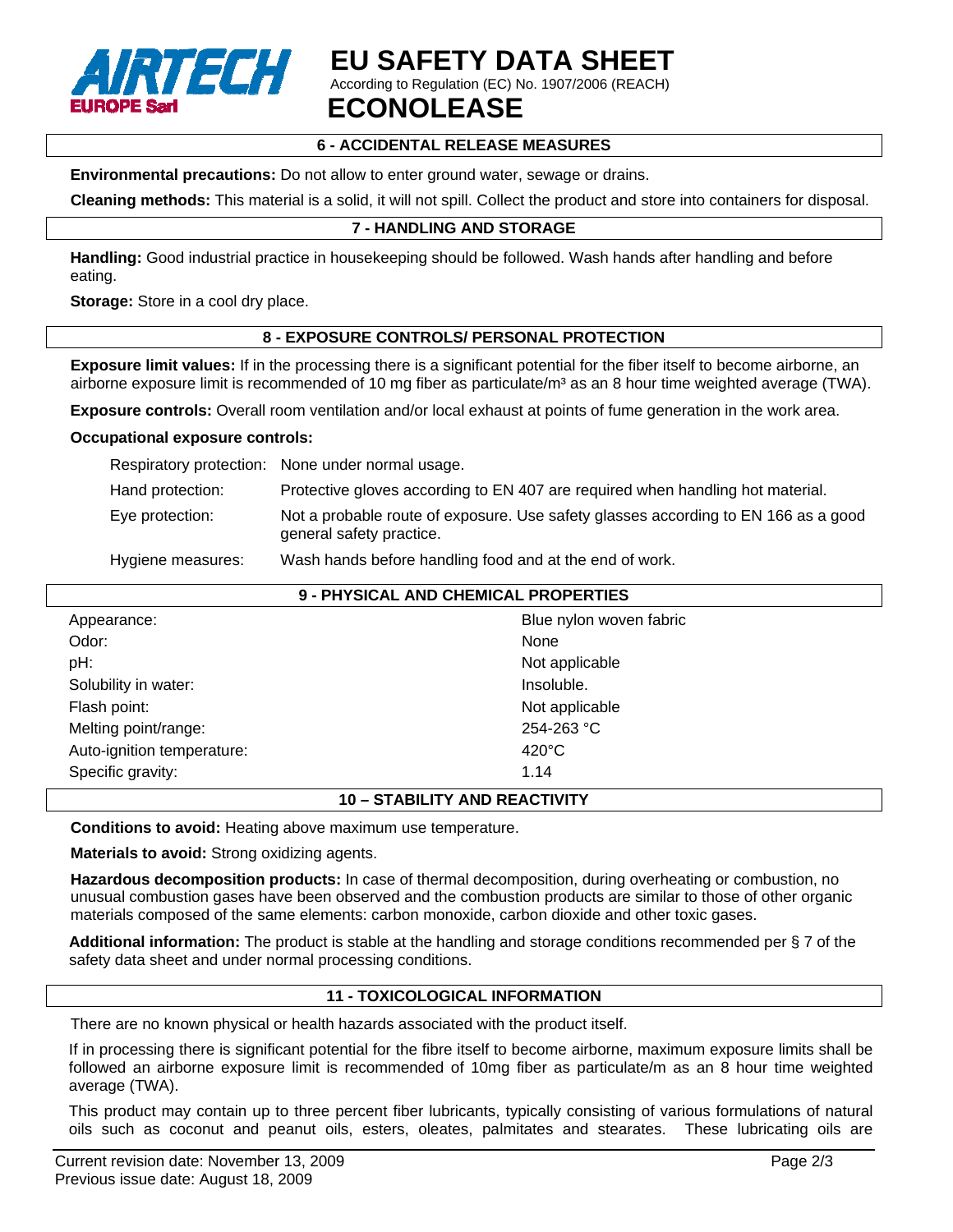## 6 - ACCIDENTAL RELEASE MEASURES

**Environmental precautions:** Do not allow to enter ground water, sewage or drains.

**Cleaning methods:** This material is a solid, it will not spill. Collect the product and store into containers for disposal.

## 7 - HANDLING AND STORAGE

**Handling:** Good industrial practice in housekeeping should be followed. Wash hands after handling and before eating.

**Storage:** Store in a cool dry place.

## 8 - EXPOSURE CONTROLS/ PERSONAL PROTECTION

**Exposure limit values:** If in the processing there is a significant potential for the fiber itself to become airborne, an airborne exposure limit is recommended of 10 mg fiber as particulate/m³ as an 8 hour time weighted average (TWA).

**Exposure controls:** Overall room ventilation and/or local exhaust at points of fume generation in the work area.

**Occupational exposure controls:**

| | |
|---|---|
| Respiratory protection: | None under normal usage. |
| Hand protection: | Protective gloves according to EN 407 are required when handling hot material. |
| Eye protection: | Not a probable route of exposure. Use safety glasses according to EN 166 as a good general safety practice. |
| Hygiene measures: | Wash hands before handling food and at the end of work. |

## 9 - PHYSICAL AND CHEMICAL PROPERTIES

| | |
|---|---|
| Appearance: | Blue nylon woven fabric |
| Odor: | None |
| pH: | Not applicable |
| Solubility in water: | Insoluble. |
| Flash point: | Not applicable |
| Melting point/range: | 254-263 °C |
| Auto-ignition temperature: | 420°C |
| Specific gravity: | 1.14 |

## 10 – STABILITY AND REACTIVITY

**Conditions to avoid:** Heating above maximum use temperature.

**Materials to avoid:** Strong oxidizing agents.

**Hazardous decomposition products:** In case of thermal decomposition, during overheating or combustion, no unusual combustion gases have been observed and the combustion products are similar to those of other organic materials composed of the same elements: carbon monoxide, carbon dioxide and other toxic gases.

**Additional information:** The product is stable at the handling and storage conditions recommended per § 7 of the safety data sheet and under normal processing conditions.

## 11 - TOXICOLOGICAL INFORMATION

There are no known physical or health hazards associated with the product itself.

If in processing there is significant potential for the fibre itself to become airborne, maximum exposure limits shall be followed an airborne exposure limit is recommended of 10mg fiber as particulate/m as an 8 hour time weighted average (TWA).

This product may contain up to three percent fiber lubricants, typically consisting of various formulations of natural oils such as coconut and peanut oils, esters, oleates, palmitates and stearates. These lubricating oils are

Current revision date: November 13, 2009
Previous issue date: August 18, 2009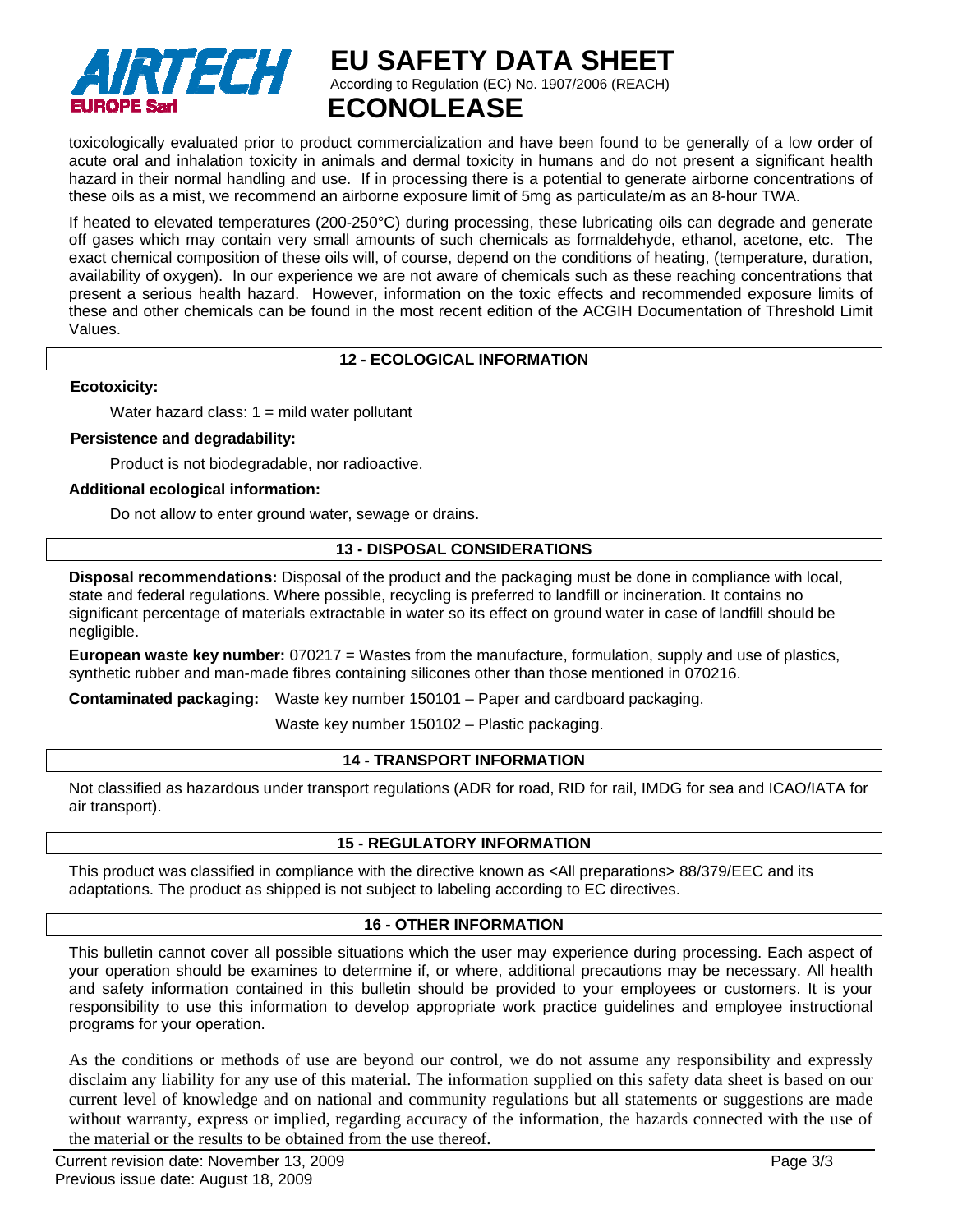toxicologically evaluated prior to product commercialization and have been found to be generally of a low order of acute oral and inhalation toxicity in animals and dermal toxicity in humans and do not present a significant health hazard in their normal handling and use. If in processing there is a potential to generate airborne concentrations of these oils as a mist, we recommend an airborne exposure limit of 5mg as particulate/m as an 8-hour TWA.

If heated to elevated temperatures (200-250°C) during processing, these lubricating oils can degrade and generate off gases which may contain very small amounts of such chemicals as formaldehyde, ethanol, acetone, etc. The exact chemical composition of these oils will, of course, depend on the conditions of heating, (temperature, duration, availability of oxygen). In our experience we are not aware of chemicals such as these reaching concentrations that present a serious health hazard. However, information on the toxic effects and recommended exposure limits of these and other chemicals can be found in the most recent edition of the ACGIH Documentation of Threshold Limit Values.

## 12 - ECOLOGICAL INFORMATION

**Ecotoxicity:**

Water hazard class: 1 = mild water pollutant

**Persistence and degradability:**

Product is not biodegradable, nor radioactive.

**Additional ecological information:**

Do not allow to enter ground water, sewage or drains.

## 13 - DISPOSAL CONSIDERATIONS

**Disposal recommendations:** Disposal of the product and the packaging must be done in compliance with local, state and federal regulations. Where possible, recycling is preferred to landfill or incineration. It contains no significant percentage of materials extractable in water so its effect on ground water in case of landfill should be negligible.

**European waste key number:** 070217 = Wastes from the manufacture, formulation, supply and use of plastics, synthetic rubber and man-made fibres containing silicones other than those mentioned in 070216.

**Contaminated packaging:** Waste key number 150101 – Paper and cardboard packaging.

Waste key number 150102 – Plastic packaging.

## 14 - TRANSPORT INFORMATION

Not classified as hazardous under transport regulations (ADR for road, RID for rail, IMDG for sea and ICAO/IATA for air transport).

## 15 - REGULATORY INFORMATION

This product was classified in compliance with the directive known as <All preparations> 88/379/EEC and its adaptations. The product as shipped is not subject to labeling according to EC directives.

## 16 - OTHER INFORMATION

This bulletin cannot cover all possible situations which the user may experience during processing. Each aspect of your operation should be examines to determine if, or where, additional precautions may be necessary. All health and safety information contained in this bulletin should be provided to your employees or customers. It is your responsibility to use this information to develop appropriate work practice guidelines and employee instructional programs for your operation.

As the conditions or methods of use are beyond our control, we do not assume any responsibility and expressly disclaim any liability for any use of this material. The information supplied on this safety data sheet is based on our current level of knowledge and on national and community regulations but all statements or suggestions are made without warranty, express or implied, regarding accuracy of the information, the hazards connected with the use of the material or the results to be obtained from the use thereof.

Current revision date: November 13, 2009
Previous issue date: August 18, 2009